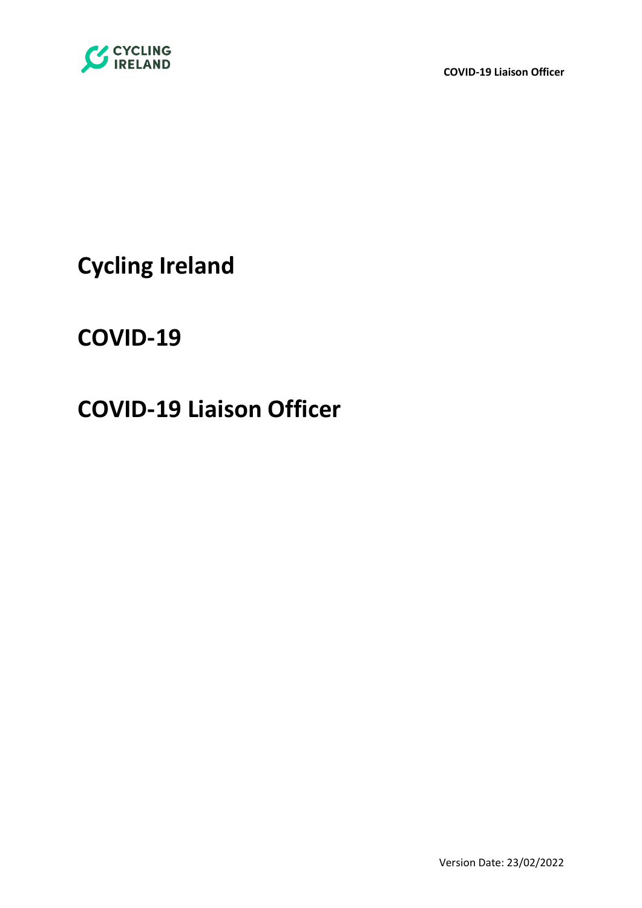# Cycling Ireland

# COVID-19

# COVID-19 Liaison Officer

Version Date: 23/02/2022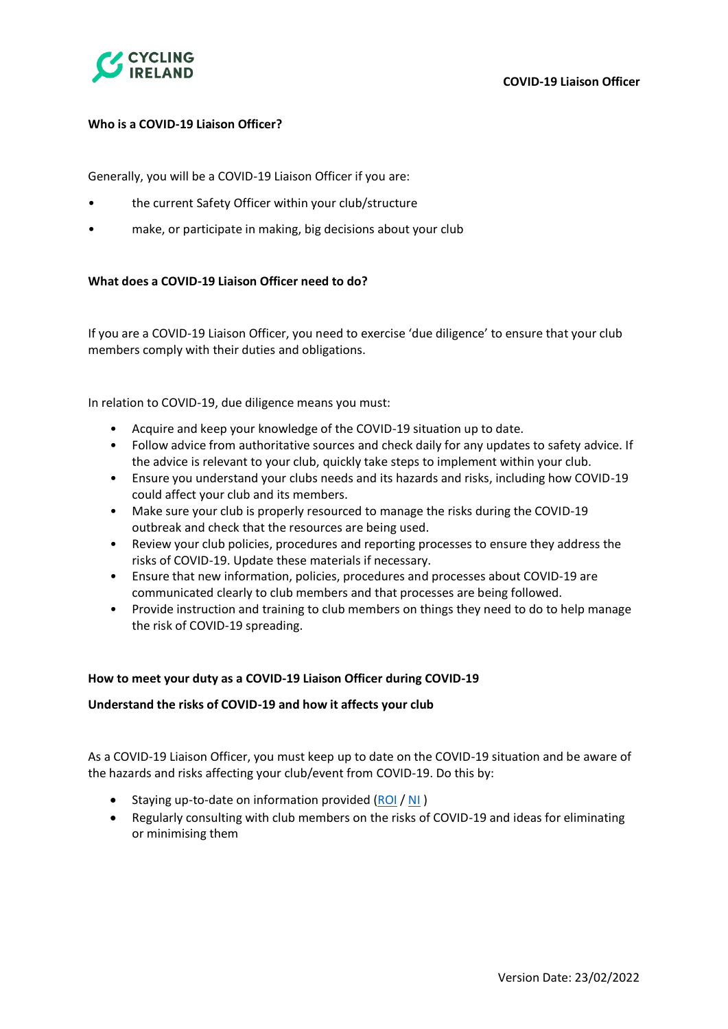**COVID-19 Liaison Officer**

**Who is a COVID-19 Liaison Officer?**

Generally, you will be a COVID-19 Liaison Officer if you are:

- the current Safety Officer within your club/structure
- make, or participate in making, big decisions about your club

**What does a COVID-19 Liaison Officer need to do?**

If you are a COVID-19 Liaison Officer, you need to exercise 'due diligence' to ensure that your club members comply with their duties and obligations.

In relation to COVID-19, due diligence means you must:

- Acquire and keep your knowledge of the COVID-19 situation up to date.
- Follow advice from authoritative sources and check daily for any updates to safety advice. If the advice is relevant to your club, quickly take steps to implement within your club.
- Ensure you understand your clubs needs and its hazards and risks, including how COVID-19 could affect your club and its members.
- Make sure your club is properly resourced to manage the risks during the COVID-19 outbreak and check that the resources are being used.
- Review your club policies, procedures and reporting processes to ensure they address the risks of COVID-19. Update these materials if necessary.
- Ensure that new information, policies, procedures and processes about COVID-19 are communicated clearly to club members and that processes are being followed.
- Provide instruction and training to club members on things they need to do to help manage the risk of COVID-19 spreading.

**How to meet your duty as a COVID-19 Liaison Officer during COVID-19**

**Understand the risks of COVID-19 and how it affects your club**

As a COVID-19 Liaison Officer, you must keep up to date on the COVID-19 situation and be aware of the hazards and risks affecting your club/event from COVID-19. Do this by:

- Staying up-to-date on information provided (ROI / NI )
- Regularly consulting with club members on the risks of COVID-19 and ideas for eliminating or minimising them

Version Date: 23/02/2022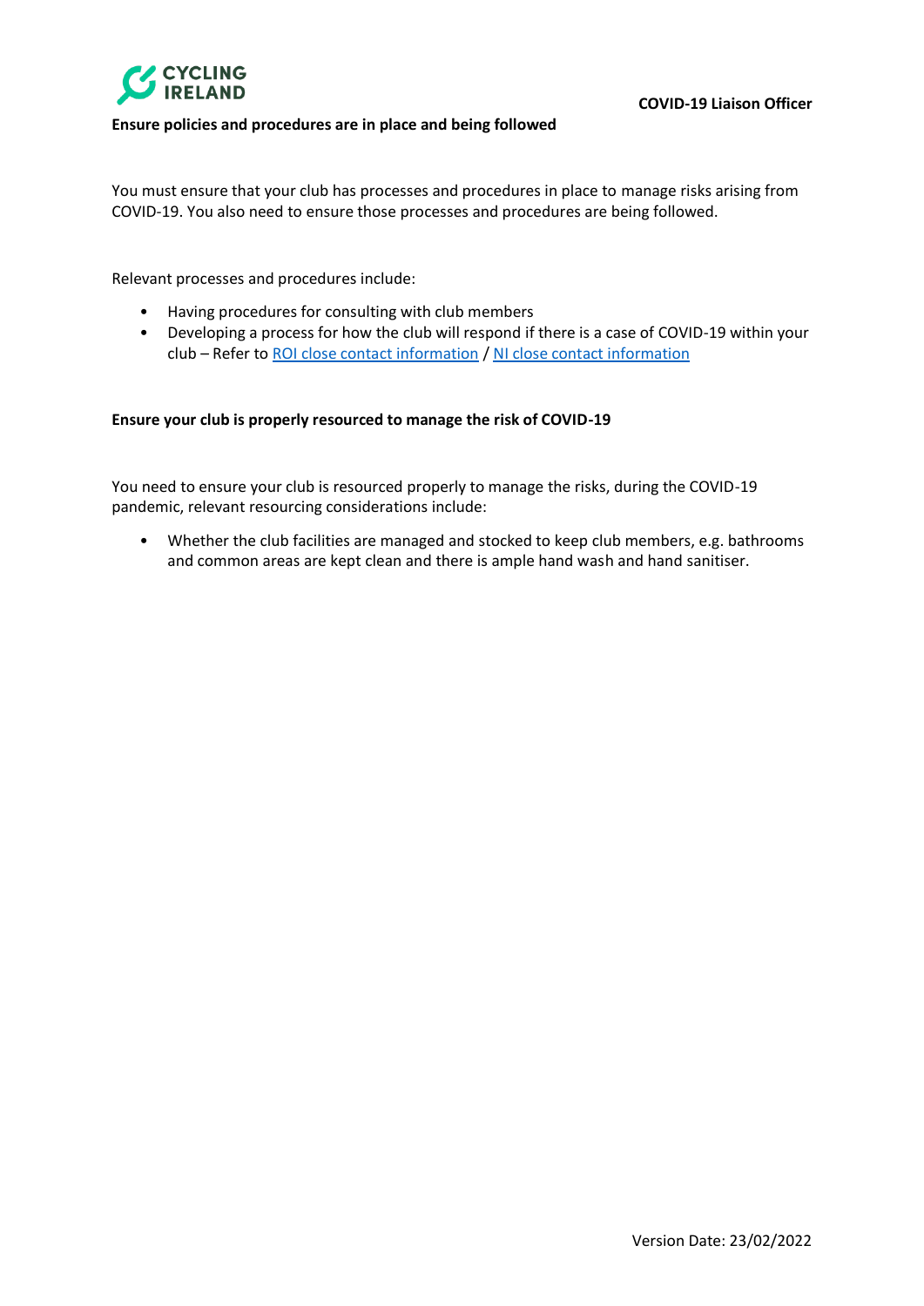## Ensure policies and procedures are in place and being followed

You must ensure that your club has processes and procedures in place to manage risks arising from COVID-19. You also need to ensure those processes and procedures are being followed.

Relevant processes and procedures include:

- Having procedures for consulting with club members
- Developing a process for how the club will respond if there is a case of COVID-19 within your club – Refer to ROI close contact information / NI close contact information

## Ensure your club is properly resourced to manage the risk of COVID-19

You need to ensure your club is resourced properly to manage the risks, during the COVID-19 pandemic, relevant resourcing considerations include:

- Whether the club facilities are managed and stocked to keep club members, e.g. bathrooms and common areas are kept clean and there is ample hand wash and hand sanitiser.